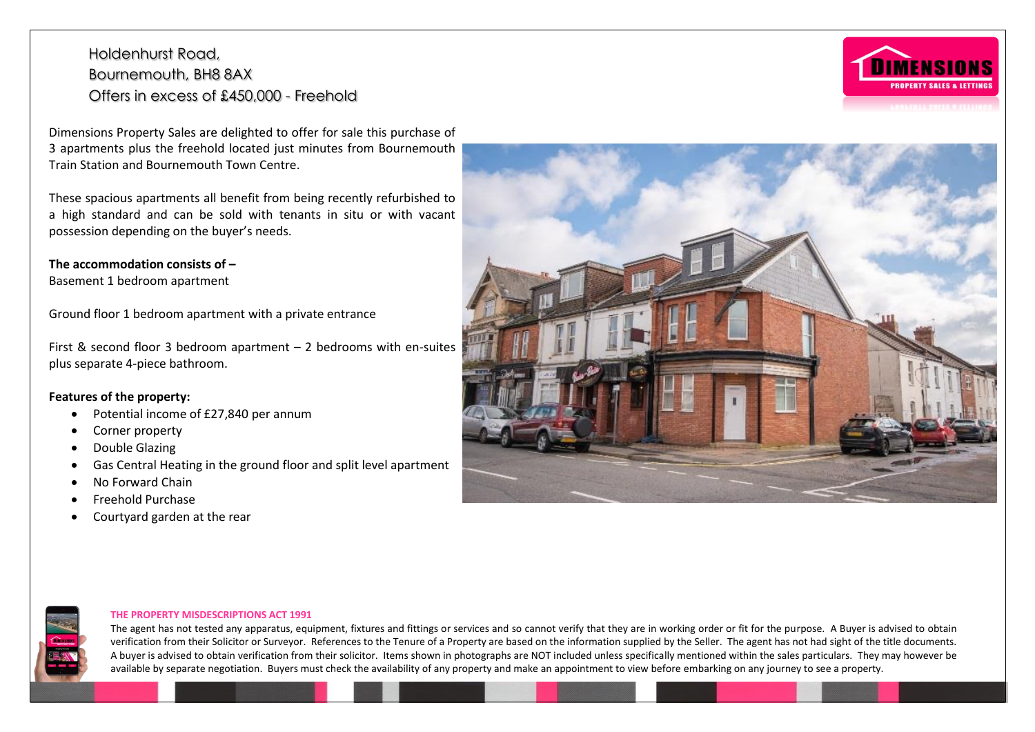# Holdenhurst Road, Bournemouth, BH8 8AX
## Offers in excess of £450,000 - Freehold

Dimensions Property Sales are delighted to offer for sale this purchase of 3 apartments plus the freehold located just minutes from Bournemouth Train Station and Bournemouth Town Centre.

These spacious apartments all benefit from being recently refurbished to a high standard and can be sold with tenants in situ or with vacant possession depending on the buyer's needs.

**The accommodation consists of –**
Basement 1 bedroom apartment

Ground floor 1 bedroom apartment with a private entrance

First & second floor 3 bedroom apartment – 2 bedrooms with en-suites plus separate 4-piece bathroom.

**Features of the property:**

- Potential income of £27,840 per annum
- Corner property
- Double Glazing
- Gas Central Heating in the ground floor and split level apartment
- No Forward Chain
- Freehold Purchase
- Courtyard garden at the rear

**THE PROPERTY MISDESCRIPTIONS ACT 1991**

The agent has not tested any apparatus, equipment, fixtures and fittings or services and so cannot verify that they are in working order or fit for the purpose. A Buyer is advised to obtain verification from their Solicitor or Surveyor. References to the Tenure of a Property are based on the information supplied by the Seller. The agent has not had sight of the title documents. A buyer is advised to obtain verification from their solicitor. Items shown in photographs are NOT included unless specifically mentioned within the sales particulars. They may however be available by separate negotiation. Buyers must check the availability of any property and make an appointment to view before embarking on any journey to see a property.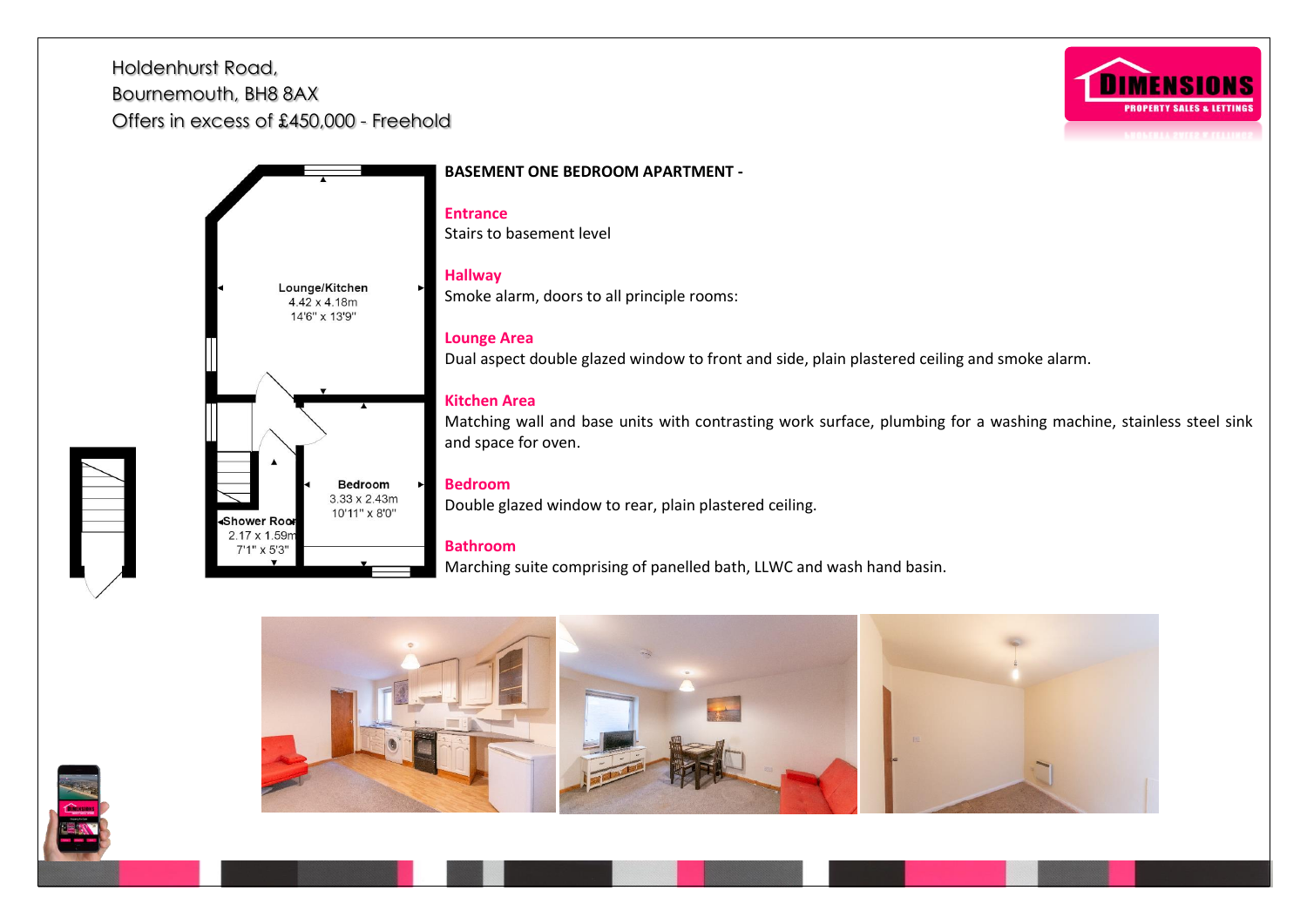Holdenhurst Road,
Bournemouth, BH8 8AX
Offers in excess of £450,000 - Freehold

Lounge/Kitchen
4.42 x 4.18m
14'6" x 13'9"

Bedroom
3.33 x 2.43m
10'11" x 8'0"

Shower Room
2.17 x 1.59m
7'1" x 5'3"

**BASEMENT ONE BEDROOM APARTMENT -**

**Entrance**
Stairs to basement level

**Hallway**
Smoke alarm, doors to all principle rooms:

**Lounge Area**
Dual aspect double glazed window to front and side, plain plastered ceiling and smoke alarm.

**Kitchen Area**
Matching wall and base units with contrasting work surface, plumbing for a washing machine, stainless steel sink and space for oven.

**Bedroom**
Double glazed window to rear, plain plastered ceiling.

**Bathroom**
Marching suite comprising of panelled bath, LLWC and wash hand basin.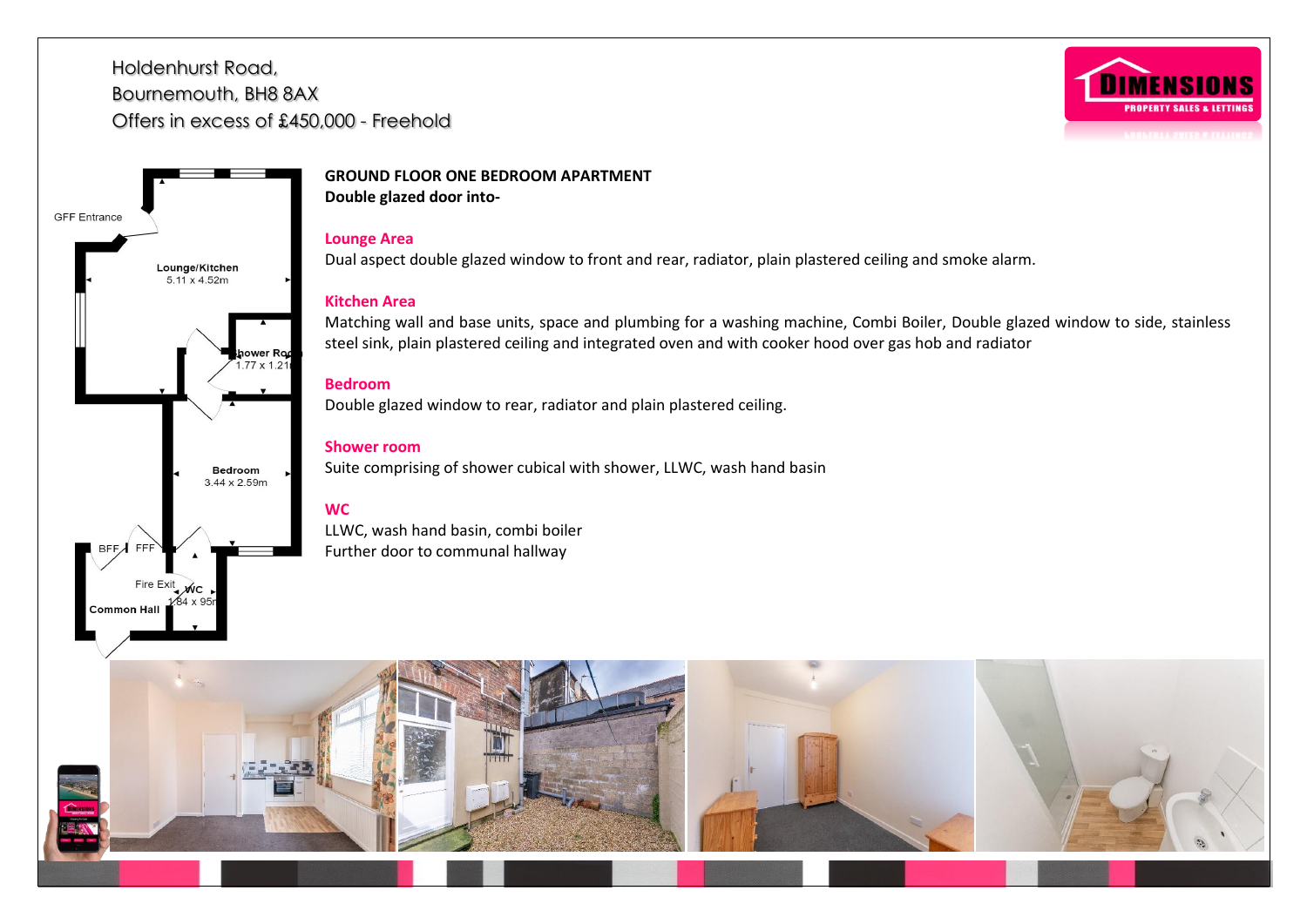Holdenhurst Road,
Bournemouth, BH8 8AX
Offers in excess of £450,000 - Freehold

**GROUND FLOOR ONE BEDROOM APARTMENT**
**Double glazed door into-**

## Lounge Area

Dual aspect double glazed window to front and rear, radiator, plain plastered ceiling and smoke alarm.

## Kitchen Area

Matching wall and base units, space and plumbing for a washing machine, Combi Boiler, Double glazed window to side, stainless steel sink, plain plastered ceiling and integrated oven and with cooker hood over gas hob and radiator

## Bedroom

Double glazed window to rear, radiator and plain plastered ceiling.

## Shower room

Suite comprising of shower cubical with shower, LLWC, wash hand basin

## WC

LLWC, wash hand basin, combi boiler
Further door to communal hallway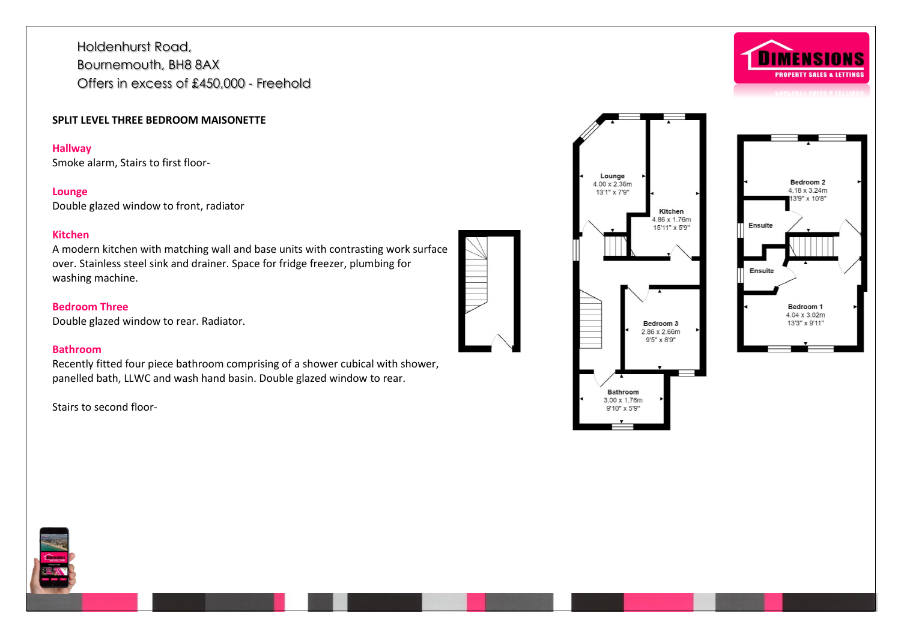Holdenhurst Road,
Bournemouth, BH8 8AX
Offers in excess of £450,000 - Freehold

**SPLIT LEVEL THREE BEDROOM MAISONETTE**

### Hallway

Smoke alarm, Stairs to first floor-

### Lounge

Double glazed window to front, radiator

### Kitchen

A modern kitchen with matching wall and base units with contrasting work surface over. Stainless steel sink and drainer. Space for fridge freezer, plumbing for washing machine.

### Bedroom Three

Double glazed window to rear. Radiator.

### Bathroom

Recently fitted four piece bathroom comprising of a shower cubical with shower, panelled bath, LLWC and wash hand basin. Double glazed window to rear.

Stairs to second floor-

Lounge
4.00 x 2.36m
13'1" x 7'9"

Kitchen
4.86 x 1.76m
15'11" x 5'9"

Bedroom 3
2.86 x 2.66m
9'5" x 8'9"

Bathroom
3.00 x 1.76m
9'10" x 5'9"

Bedroom 2
4.18 x 3.24m
13'9" x 10'8"

Ensuite

Ensuite

Bedroom 1
4.04 x 3.02m
13'3" x 9'11"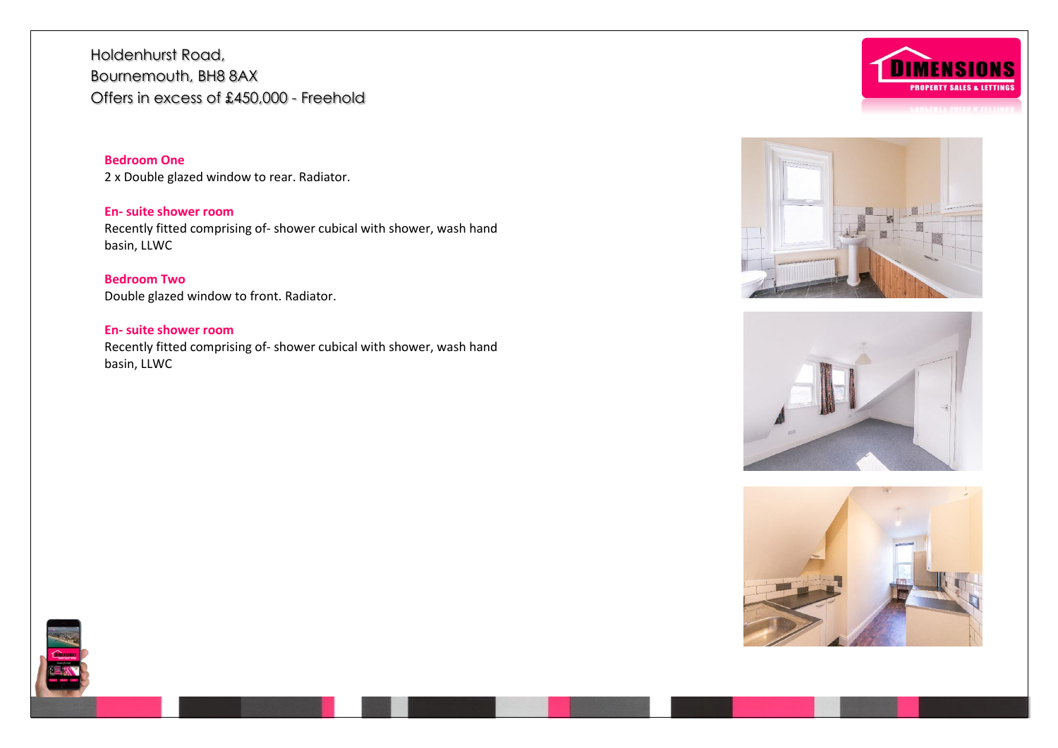Holdenhurst Road,
Bournemouth, BH8 8AX
Offers in excess of £450,000 - Freehold

**Bedroom One**
2 x Double glazed window to rear. Radiator.

**En- suite shower room**
Recently fitted comprising of- shower cubical with shower, wash hand basin, LLWC

**Bedroom Two**
Double glazed window to front. Radiator.

**En- suite shower room**
Recently fitted comprising of- shower cubical with shower, wash hand basin, LLWC